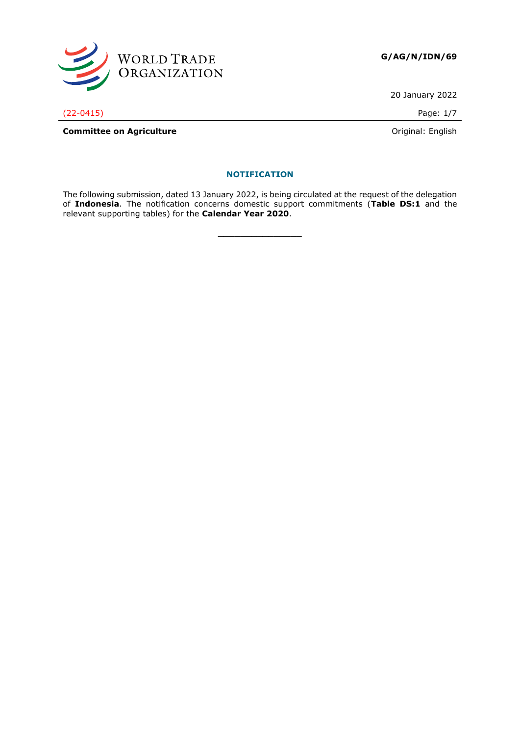**G/AG/N/IDN/69**

20 January 2022

(22-0415)

**Committee on Agriculture** Original: English

## NOTIFICATION

The following submission, dated 13 January 2022, is being circulated at the request of the delegation of **Indonesia**. The notification concerns domestic support commitments (**Table DS:1** and the relevant supporting tables) for the **Calendar Year 2020**.

__________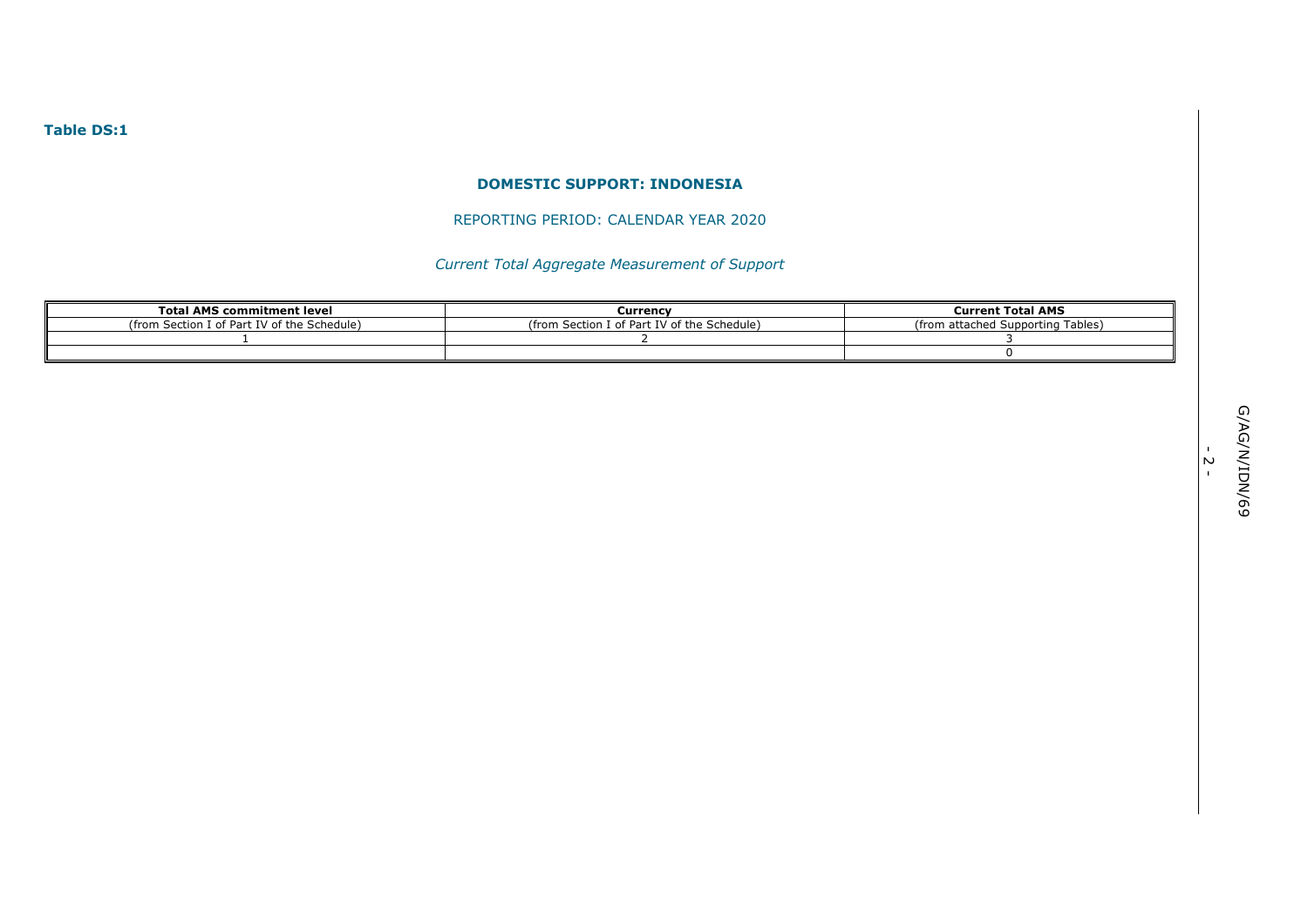**Table DS:1**

## DOMESTIC SUPPORT: INDONESIA

REPORTING PERIOD: CALENDAR YEAR 2020

*Current Total Aggregate Measurement of Support*

| Total AMS commitment level | Currency | Current Total AMS |
|---|---|---|
| (from Section I of Part IV of the Schedule) | (from Section I of Part IV of the Schedule) | (from attached Supporting Tables) |
| 1 | 2 | 3 |
| | | 0 |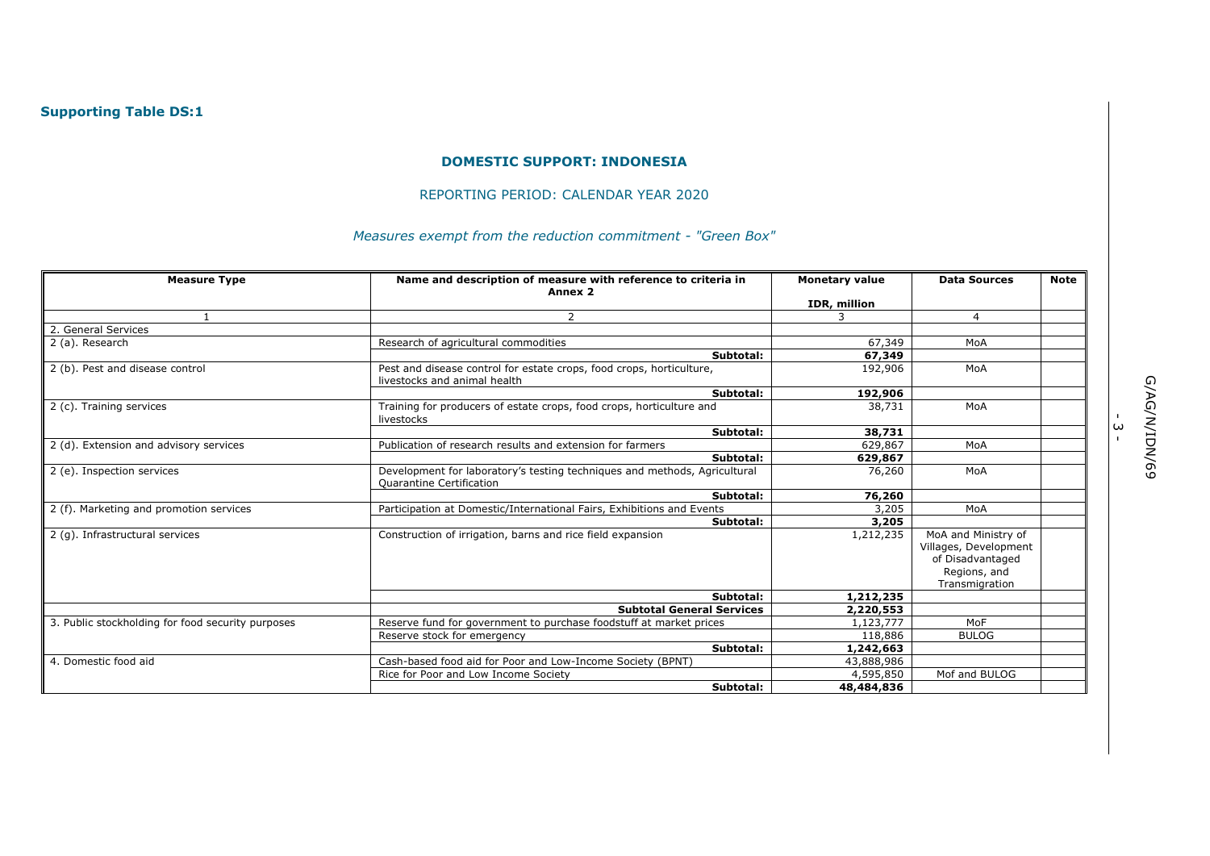**Supporting Table DS:1**

## DOMESTIC SUPPORT: INDONESIA

REPORTING PERIOD: CALENDAR YEAR 2020

*Measures exempt from the reduction commitment - "Green Box"*

| Measure Type | Name and description of measure with reference to criteria in Annex 2 | Monetary value IDR, million | Data Sources | Note |
|---|---|---|---|---|
| 1 | 2 | 3 | 4 | |
| 2. General Services | | | | |
| 2 (a). Research | Research of agricultural commodities | 67,349 | MoA | |
| | **Subtotal:** | **67,349** | | |
| 2 (b). Pest and disease control | Pest and disease control for estate crops, food crops, horticulture, livestocks and animal health | 192,906 | MoA | |
| | **Subtotal:** | **192,906** | | |
| 2 (c). Training services | Training for producers of estate crops, food crops, horticulture and livestocks | 38,731 | MoA | |
| | **Subtotal:** | **38,731** | | |
| 2 (d). Extension and advisory services | Publication of research results and extension for farmers | 629,867 | MoA | |
| | **Subtotal:** | **629,867** | | |
| 2 (e). Inspection services | Development for laboratory's testing techniques and methods, Agricultural Quarantine Certification | 76,260 | MoA | |
| | **Subtotal:** | **76,260** | | |
| 2 (f). Marketing and promotion services | Participation at Domestic/International Fairs, Exhibitions and Events | 3,205 | MoA | |
| | **Subtotal:** | **3,205** | | |
| 2 (g). Infrastructural services | Construction of irrigation, barns and rice field expansion | 1,212,235 | MoA and Ministry of Villages, Development of Disadvantaged Regions, and Transmigration | |
| | **Subtotal:** | **1,212,235** | | |
| | **Subtotal General Services** | **2,220,553** | | |
| 3. Public stockholding for food security purposes | Reserve fund for government to purchase foodstuff at market prices | 1,123,777 | MoF | |
| | Reserve stock for emergency | 118,886 | BULOG | |
| | **Subtotal:** | **1,242,663** | | |
| 4. Domestic food aid | Cash-based food aid for Poor and Low-Income Society (BPNT) | 43,888,986 | | |
| | Rice for Poor and Low Income Society | 4,595,850 | Mof and BULOG | |
| | **Subtotal:** | **48,484,836** | | |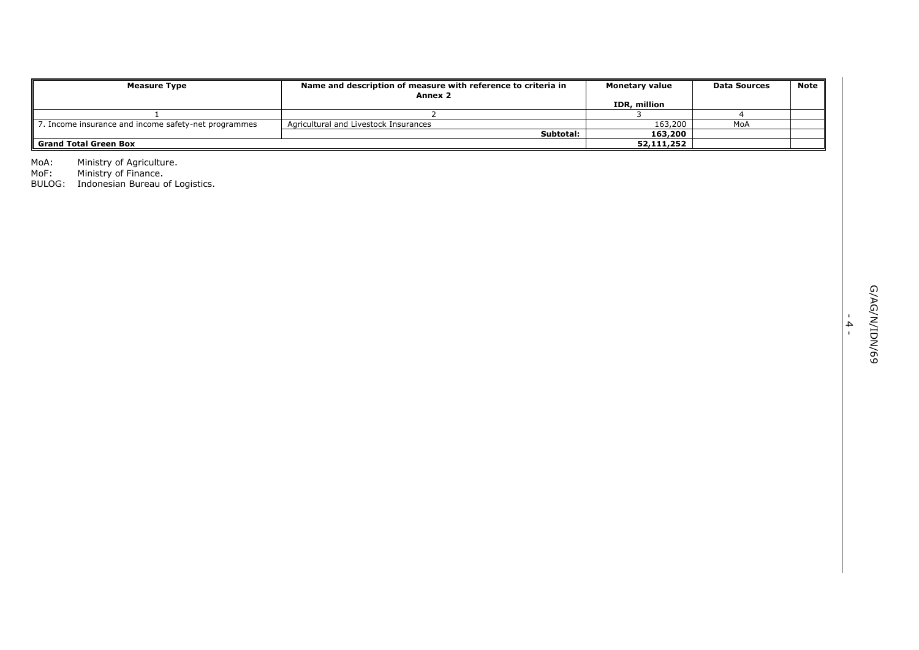| Measure Type | Name and description of measure with reference to criteria in Annex 2 | Monetary value<br><br>IDR, million | Data Sources | Note |
|---|---|---|---|---|
| 1 | 2 | 3 | 4 | |
| 7. Income insurance and income safety-net programmes | Agricultural and Livestock Insurances | 163,200 | MoA | |
| | **Subtotal:** | **163,200** | | |
| **Grand Total Green Box** | | **52,111,252** | | |

MoA: Ministry of Agriculture.
MoF: Ministry of Finance.
BULOG: Indonesian Bureau of Logistics.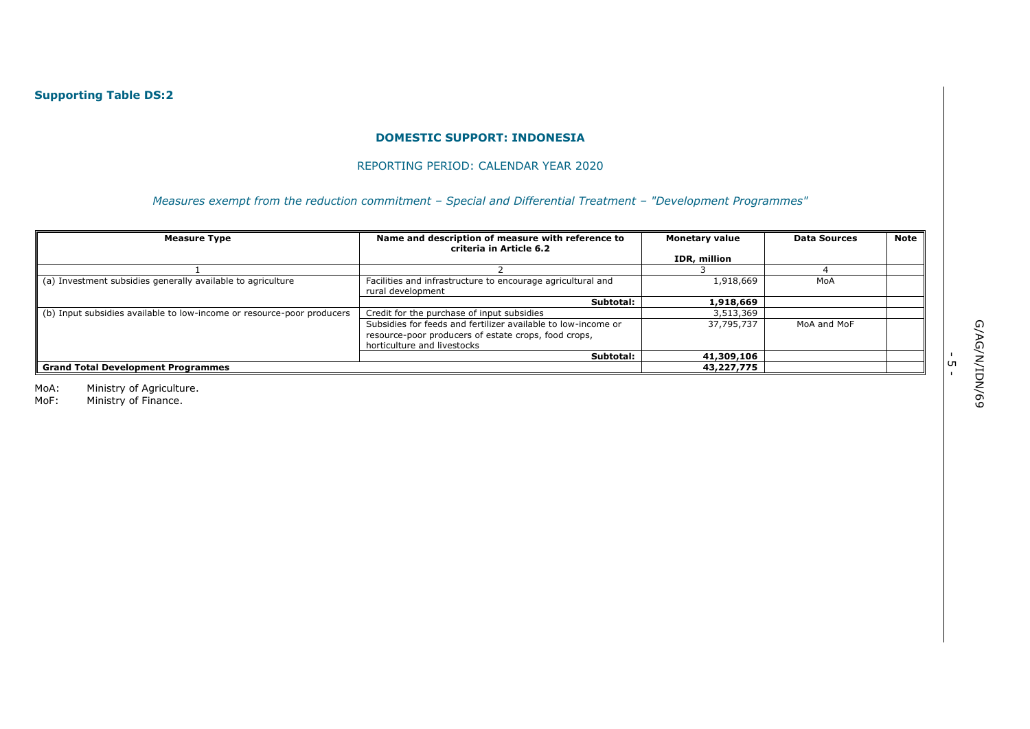**Supporting Table DS:2**

**DOMESTIC SUPPORT: INDONESIA**

REPORTING PERIOD: CALENDAR YEAR 2020

*Measures exempt from the reduction commitment – Special and Differential Treatment – "Development Programmes"*

| Measure Type | Name and description of measure with reference to criteria in Article 6.2 | Monetary value<br><br>IDR, million | Data Sources | Note |
|---|---|---|---|---|
| 1 | 2 | 3 | 4 | |
| (a) Investment subsidies generally available to agriculture | Facilities and infrastructure to encourage agricultural and rural development | 1,918,669 | MoA | |
| | **Subtotal:** | **1,918,669** | | |
| (b) Input subsidies available to low-income or resource-poor producers | Credit for the purchase of input subsidies | 3,513,369 | | |
| | Subsidies for feeds and fertilizer available to low-income or resource-poor producers of estate crops, food crops, horticulture and livestocks | 37,795,737 | MoA and MoF | |
| | **Subtotal:** | **41,309,106** | | |
| **Grand Total Development Programmes** | | **43,227,775** | | |

MoA: Ministry of Agriculture.
MoF: Ministry of Finance.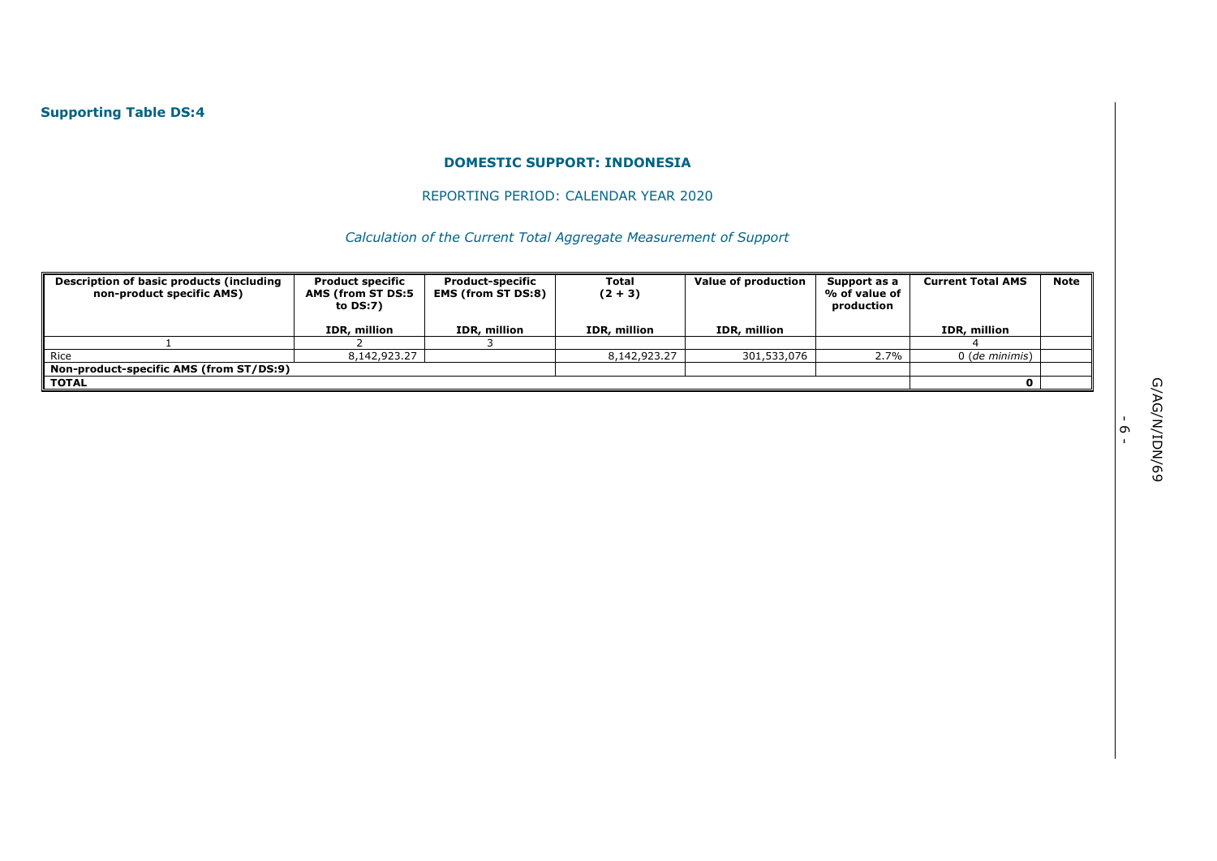**Supporting Table DS:4**

**DOMESTIC SUPPORT: INDONESIA**

REPORTING PERIOD: CALENDAR YEAR 2020

*Calculation of the Current Total Aggregate Measurement of Support*

| Description of basic products (including non-product specific AMS) | Product specific AMS (from ST DS:5 to DS:7) | Product-specific EMS (from ST DS:8) | Total (2 + 3) | Value of production | Support as a % of value of production | Current Total AMS | Note |
|---|---|---|---|---|---|---|---|
| | IDR, million | IDR, million | IDR, million | IDR, million | | IDR, million | |
| 1 | 2 | 3 | | | | 4 | |
| Rice | 8,142,923.27 | | 8,142,923.27 | 301,533,076 | 2.7% | 0 (*de minimis*) | |
| **Non-product-specific AMS (from ST/DS:9)** | | | | | | | |
| **TOTAL** | | | | | | **0** | |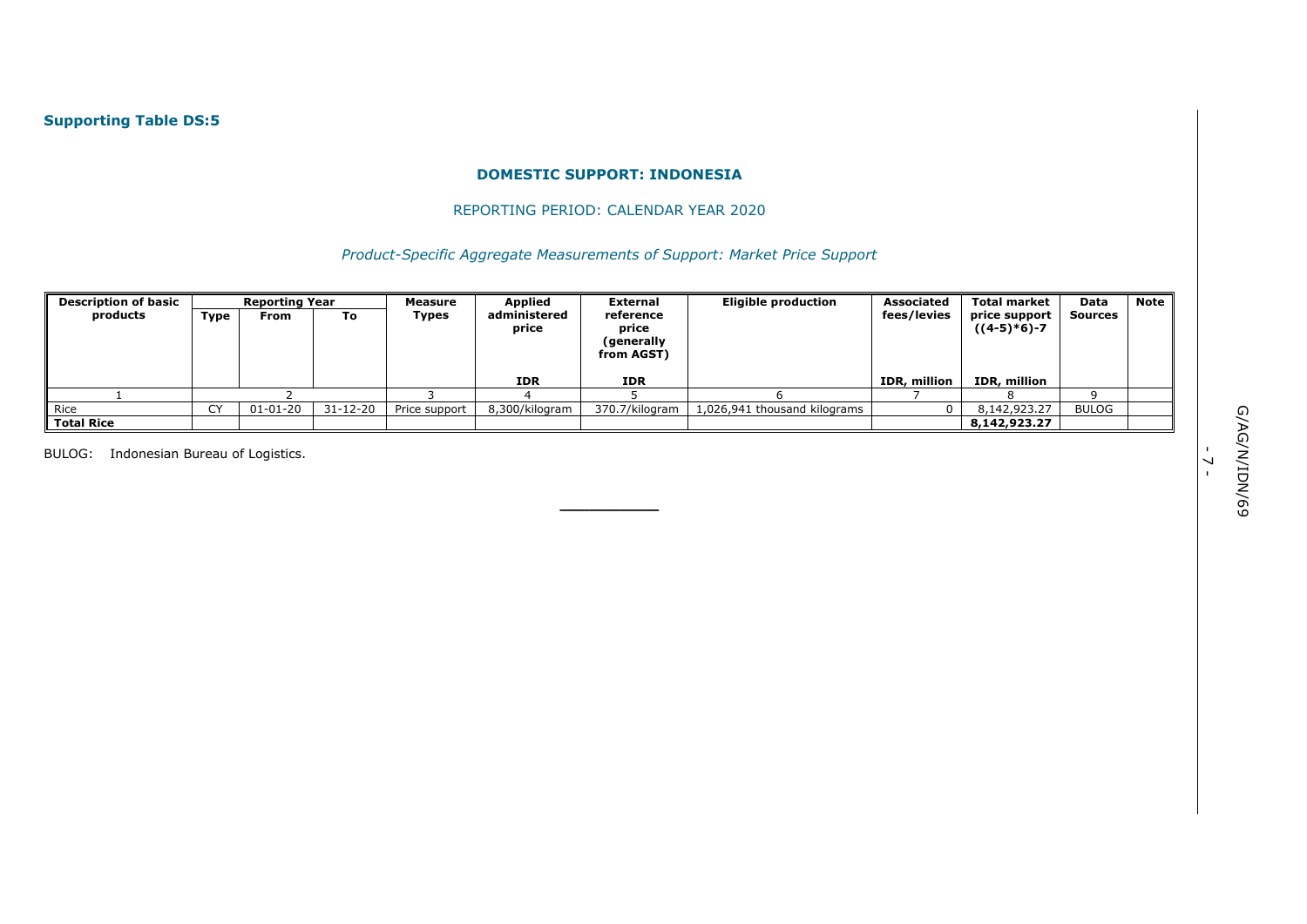**Supporting Table DS:5**

## DOMESTIC SUPPORT: INDONESIA

REPORTING PERIOD: CALENDAR YEAR 2020

*Product-Specific Aggregate Measurements of Support: Market Price Support*

| Description of basic products | Reporting Year | | | Measure Types | Applied administered price | External reference price (generally from AGST) | Eligible production | Associated fees/levies | Total market price support ((4-5)*6)-7 | Data Sources | Note |
|---|---|---|---|---|---|---|---|---|---|---|---|
| | Type | From | To | | IDR | IDR | | IDR, million | IDR, million | | |
| 1 | | 2 | | 3 | 4 | 5 | 6 | 7 | 8 | 9 | |
| Rice | CY | 01-01-20 | 31-12-20 | Price support | 8,300/kilogram | 370.7/kilogram | 1,026,941 thousand kilograms | 0 | 8,142,923.27 | BULOG | |
| **Total Rice** | | | | | | | | | **8,142,923.27** | | |

BULOG: Indonesian Bureau of Logistics.

__________